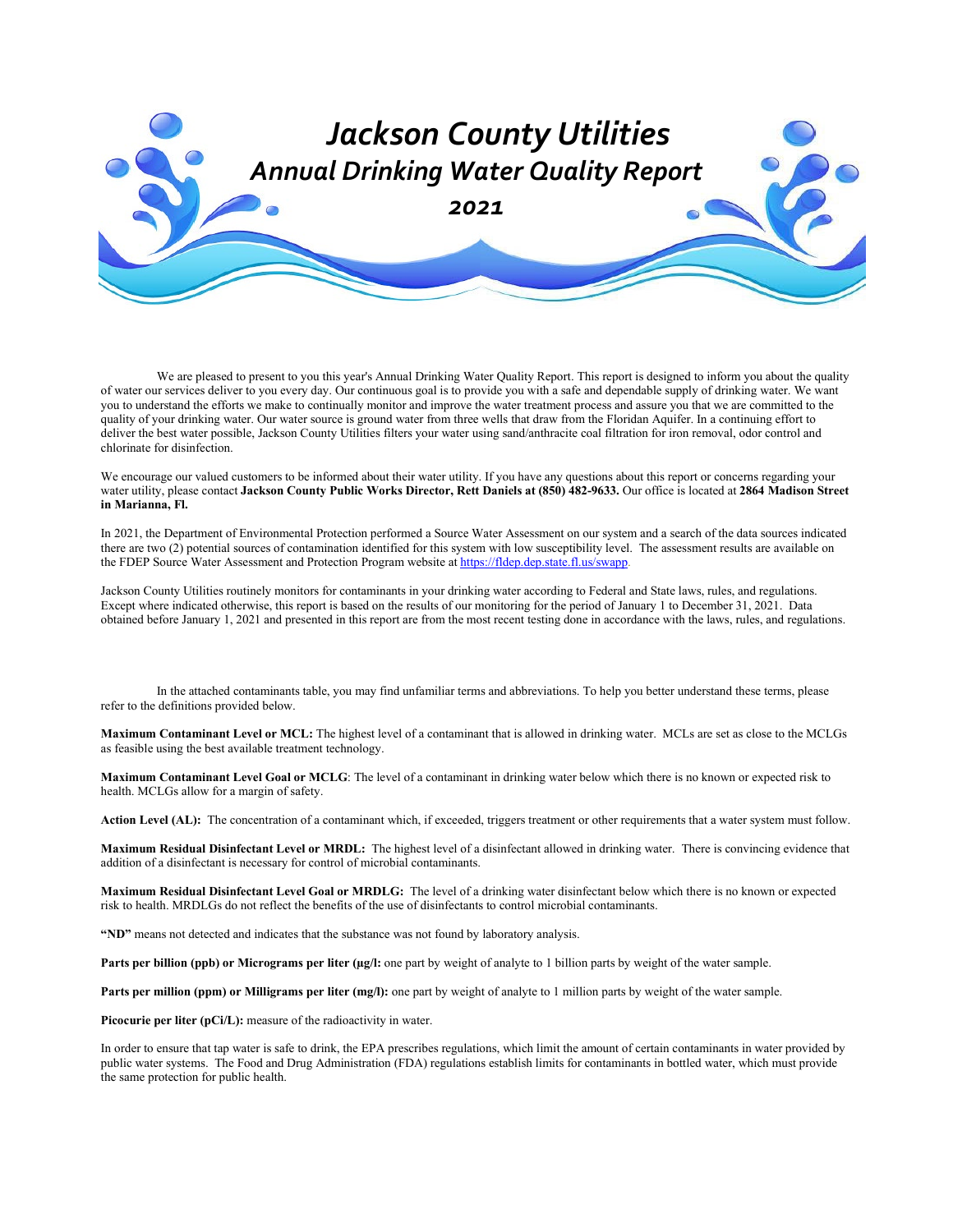# Jackson County Utilities

## Annual Drinking Water Quality Report

### 2021

We are pleased to present to you this year's Annual Drinking Water Quality Report. This report is designed to inform you about the quality of water our services deliver to you every day. Our continuous goal is to provide you with a safe and dependable supply of drinking water. We want you to understand the efforts we make to continually monitor and improve the water treatment process and assure you that we are committed to the quality of your drinking water. Our water source is ground water from three wells that draw from the Floridan Aquifer. In a continuing effort to deliver the best water possible, Jackson County Utilities filters your water using sand/anthracite coal filtration for iron removal, odor control and chlorinate for disinfection.

We encourage our valued customers to be informed about their water utility. If you have any questions about this report or concerns regarding your water utility, please contact **Jackson County Public Works Director, Rett Daniels at (850) 482-9633.** Our office is located at **2864 Madison Street in Marianna, Fl.**

In 2021, the Department of Environmental Protection performed a Source Water Assessment on our system and a search of the data sources indicated there are two (2) potential sources of contamination identified for this system with low susceptibility level. The assessment results are available on the FDEP Source Water Assessment and Protection Program website at https://fldep.dep.state.fl.us/swapp.

Jackson County Utilities routinely monitors for contaminants in your drinking water according to Federal and State laws, rules, and regulations. Except where indicated otherwise, this report is based on the results of our monitoring for the period of January 1 to December 31, 2021. Data obtained before January 1, 2021 and presented in this report are from the most recent testing done in accordance with the laws, rules, and regulations.

In the attached contaminants table, you may find unfamiliar terms and abbreviations. To help you better understand these terms, please refer to the definitions provided below.

**Maximum Contaminant Level or MCL:** The highest level of a contaminant that is allowed in drinking water. MCLs are set as close to the MCLGs as feasible using the best available treatment technology.

**Maximum Contaminant Level Goal or MCLG**: The level of a contaminant in drinking water below which there is no known or expected risk to health. MCLGs allow for a margin of safety.

**Action Level (AL):** The concentration of a contaminant which, if exceeded, triggers treatment or other requirements that a water system must follow.

**Maximum Residual Disinfectant Level or MRDL:** The highest level of a disinfectant allowed in drinking water. There is convincing evidence that addition of a disinfectant is necessary for control of microbial contaminants.

**Maximum Residual Disinfectant Level Goal or MRDLG:** The level of a drinking water disinfectant below which there is no known or expected risk to health. MRDLGs do not reflect the benefits of the use of disinfectants to control microbial contaminants.

**"ND"** means not detected and indicates that the substance was not found by laboratory analysis.

**Parts per billion (ppb) or Micrograms per liter (µg/l:** one part by weight of analyte to 1 billion parts by weight of the water sample.

**Parts per million (ppm) or Milligrams per liter (mg/l):** one part by weight of analyte to 1 million parts by weight of the water sample.

**Picocurie per liter (pCi/L):** measure of the radioactivity in water.

In order to ensure that tap water is safe to drink, the EPA prescribes regulations, which limit the amount of certain contaminants in water provided by public water systems. The Food and Drug Administration (FDA) regulations establish limits for contaminants in bottled water, which must provide the same protection for public health.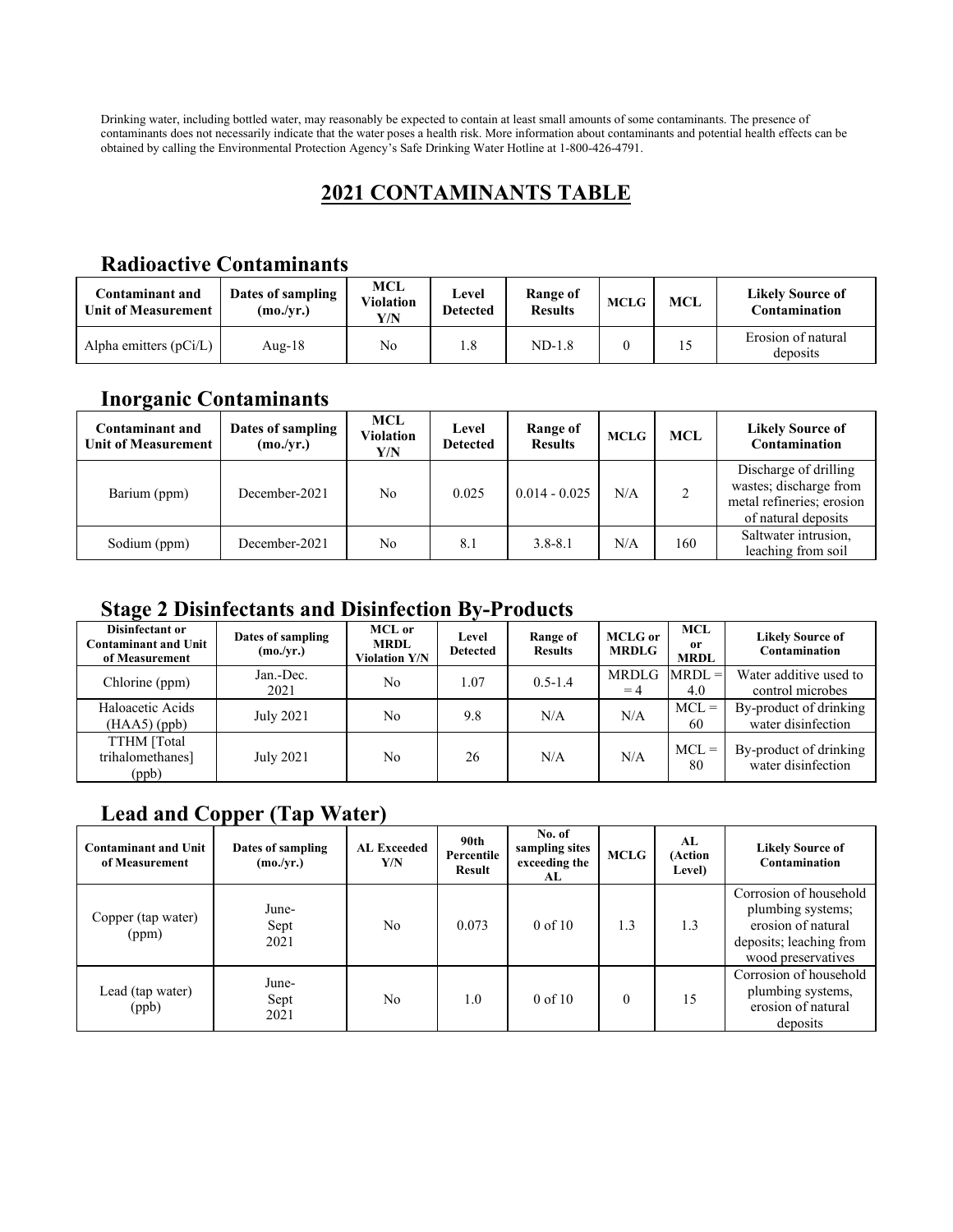Drinking water, including bottled water, may reasonably be expected to contain at least small amounts of some contaminants. The presence of contaminants does not necessarily indicate that the water poses a health risk. More information about contaminants and potential health effects can be obtained by calling the Environmental Protection Agency's Safe Drinking Water Hotline at 1-800-426-4791.

# 2021 CONTAMINANTS TABLE

## Radioactive Contaminants

| Contaminant and Unit of Measurement | Dates of sampling (mo./yr.) | MCL Violation Y/N | Level Detected | Range of Results | MCLG | MCL | Likely Source of Contamination |
|---|---|---|---|---|---|---|---|
| Alpha emitters (pCi/L) | Aug-18 | No | 1.8 | ND-1.8 | 0 | 15 | Erosion of natural deposits |

## Inorganic Contaminants

| Contaminant and Unit of Measurement | Dates of sampling (mo./yr.) | MCL Violation Y/N | Level Detected | Range of Results | MCLG | MCL | Likely Source of Contamination |
|---|---|---|---|---|---|---|---|
| Barium (ppm) | December-2021 | No | 0.025 | 0.014 - 0.025 | N/A | 2 | Discharge of drilling wastes; discharge from metal refineries; erosion of natural deposits |
| Sodium (ppm) | December-2021 | No | 8.1 | 3.8-8.1 | N/A | 160 | Saltwater intrusion, leaching from soil |

## Stage 2 Disinfectants and Disinfection By-Products

| Disinfectant or Contaminant and Unit of Measurement | Dates of sampling (mo./yr.) | MCL or MRDL Violation Y/N | Level Detected | Range of Results | MCLG or MRDLG | MCL or MRDL | Likely Source of Contamination |
|---|---|---|---|---|---|---|---|
| Chlorine (ppm) | Jan.-Dec. 2021 | No | 1.07 | 0.5-1.4 | MRDLG = 4 | MRDL = 4.0 | Water additive used to control microbes |
| Haloacetic Acids (HAA5) (ppb) | July 2021 | No | 9.8 | N/A | N/A | MCL = 60 | By-product of drinking water disinfection |
| TTHM [Total trihalomethanes] (ppb) | July 2021 | No | 26 | N/A | N/A | MCL = 80 | By-product of drinking water disinfection |

## Lead and Copper (Tap Water)

| Contaminant and Unit of Measurement | Dates of sampling (mo./yr.) | AL Exceeded Y/N | 90th Percentile Result | No. of sampling sites exceeding the AL | MCLG | AL (Action Level) | Likely Source of Contamination |
|---|---|---|---|---|---|---|---|
| Copper (tap water) (ppm) | June-Sept 2021 | No | 0.073 | 0 of 10 | 1.3 | 1.3 | Corrosion of household plumbing systems; erosion of natural deposits; leaching from wood preservatives |
| Lead (tap water) (ppb) | June-Sept 2021 | No | 1.0 | 0 of 10 | 0 | 15 | Corrosion of household plumbing systems, erosion of natural deposits |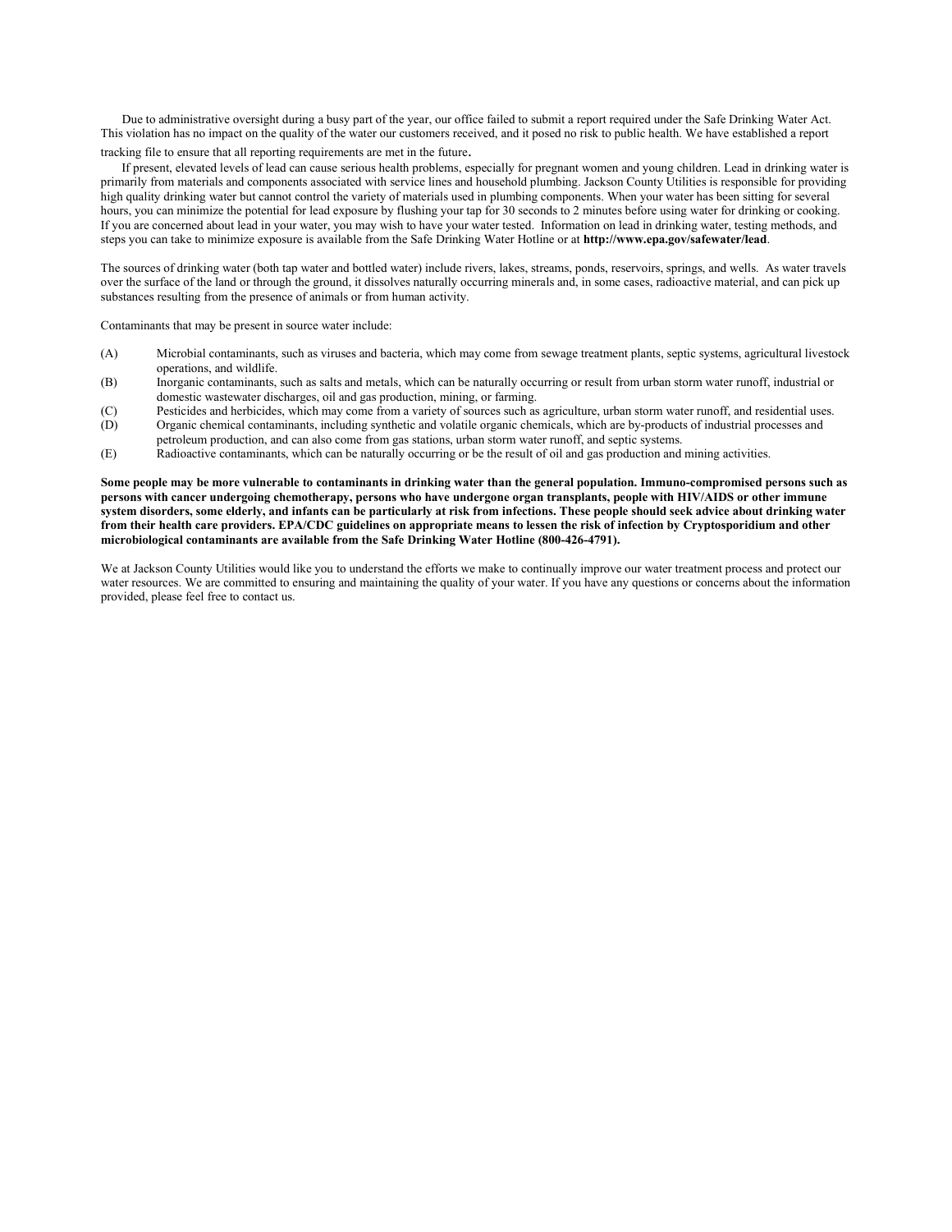Due to administrative oversight during a busy part of the year, our office failed to submit a report required under the Safe Drinking Water Act. This violation has no impact on the quality of the water our customers received, and it posed no risk to public health. We have established a report tracking file to ensure that all reporting requirements are met in the future.

If present, elevated levels of lead can cause serious health problems, especially for pregnant women and young children. Lead in drinking water is primarily from materials and components associated with service lines and household plumbing. Jackson County Utilities is responsible for providing high quality drinking water but cannot control the variety of materials used in plumbing components. When your water has been sitting for several hours, you can minimize the potential for lead exposure by flushing your tap for 30 seconds to 2 minutes before using water for drinking or cooking. If you are concerned about lead in your water, you may wish to have your water tested. Information on lead in drinking water, testing methods, and steps you can take to minimize exposure is available from the Safe Drinking Water Hotline or at **http://www.epa.gov/safewater/lead**.

The sources of drinking water (both tap water and bottled water) include rivers, lakes, streams, ponds, reservoirs, springs, and wells. As water travels over the surface of the land or through the ground, it dissolves naturally occurring minerals and, in some cases, radioactive material, and can pick up substances resulting from the presence of animals or from human activity.

Contaminants that may be present in source water include:

(A) Microbial contaminants, such as viruses and bacteria, which may come from sewage treatment plants, septic systems, agricultural livestock operations, and wildlife.

(B) Inorganic contaminants, such as salts and metals, which can be naturally occurring or result from urban storm water runoff, industrial or domestic wastewater discharges, oil and gas production, mining, or farming.

(C) Pesticides and herbicides, which may come from a variety of sources such as agriculture, urban storm water runoff, and residential uses.

(D) Organic chemical contaminants, including synthetic and volatile organic chemicals, which are by-products of industrial processes and petroleum production, and can also come from gas stations, urban storm water runoff, and septic systems.

(E) Radioactive contaminants, which can be naturally occurring or be the result of oil and gas production and mining activities.

**Some people may be more vulnerable to contaminants in drinking water than the general population. Immuno-compromised persons such as persons with cancer undergoing chemotherapy, persons who have undergone organ transplants, people with HIV/AIDS or other immune system disorders, some elderly, and infants can be particularly at risk from infections. These people should seek advice about drinking water from their health care providers. EPA/CDC guidelines on appropriate means to lessen the risk of infection by Cryptosporidium and other microbiological contaminants are available from the Safe Drinking Water Hotline (800-426-4791).**

We at Jackson County Utilities would like you to understand the efforts we make to continually improve our water treatment process and protect our water resources. We are committed to ensuring and maintaining the quality of your water. If you have any questions or concerns about the information provided, please feel free to contact us.